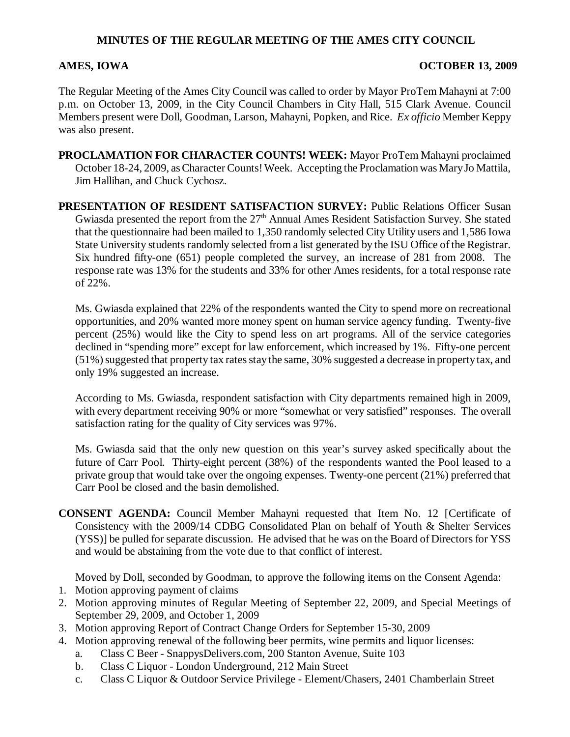# MINUTES OF THE REGULAR MEETING OF THE AMES CITY COUNCIL

**AMES, IOWA** **OCTOBER 13, 2009**

The Regular Meeting of the Ames City Council was called to order by Mayor ProTem Mahayni at 7:00 p.m. on October 13, 2009, in the City Council Chambers in City Hall, 515 Clark Avenue. Council Members present were Doll, Goodman, Larson, Mahayni, Popken, and Rice. *Ex officio* Member Keppy was also present.

**PROCLAMATION FOR CHARACTER COUNTS! WEEK:** Mayor ProTem Mahayni proclaimed October 18-24, 2009, as Character Counts! Week. Accepting the Proclamation was Mary Jo Mattila, Jim Hallihan, and Chuck Cychosz.

**PRESENTATION OF RESIDENT SATISFACTION SURVEY:** Public Relations Officer Susan Gwiasda presented the report from the 27th Annual Ames Resident Satisfaction Survey. She stated that the questionnaire had been mailed to 1,350 randomly selected City Utility users and 1,586 Iowa State University students randomly selected from a list generated by the ISU Office of the Registrar. Six hundred fifty-one (651) people completed the survey, an increase of 281 from 2008. The response rate was 13% for the students and 33% for other Ames residents, for a total response rate of 22%.

Ms. Gwiasda explained that 22% of the respondents wanted the City to spend more on recreational opportunities, and 20% wanted more money spent on human service agency funding. Twenty-five percent (25%) would like the City to spend less on art programs. All of the service categories declined in "spending more" except for law enforcement, which increased by 1%. Fifty-one percent (51%) suggested that property tax rates stay the same, 30% suggested a decrease in property tax, and only 19% suggested an increase.

According to Ms. Gwiasda, respondent satisfaction with City departments remained high in 2009, with every department receiving 90% or more "somewhat or very satisfied" responses. The overall satisfaction rating for the quality of City services was 97%.

Ms. Gwiasda said that the only new question on this year's survey asked specifically about the future of Carr Pool. Thirty-eight percent (38%) of the respondents wanted the Pool leased to a private group that would take over the ongoing expenses. Twenty-one percent (21%) preferred that Carr Pool be closed and the basin demolished.

**CONSENT AGENDA:** Council Member Mahayni requested that Item No. 12 [Certificate of Consistency with the 2009/14 CDBG Consolidated Plan on behalf of Youth & Shelter Services (YSS)] be pulled for separate discussion. He advised that he was on the Board of Directors for YSS and would be abstaining from the vote due to that conflict of interest.

Moved by Doll, seconded by Goodman, to approve the following items on the Consent Agenda:

1. Motion approving payment of claims
2. Motion approving minutes of Regular Meeting of September 22, 2009, and Special Meetings of September 29, 2009, and October 1, 2009
3. Motion approving Report of Contract Change Orders for September 15-30, 2009
4. Motion approving renewal of the following beer permits, wine permits and liquor licenses:
   a. Class C Beer - SnappysDelivers.com, 200 Stanton Avenue, Suite 103
   b. Class C Liquor - London Underground, 212 Main Street
   c. Class C Liquor & Outdoor Service Privilege - Element/Chasers, 2401 Chamberlain Street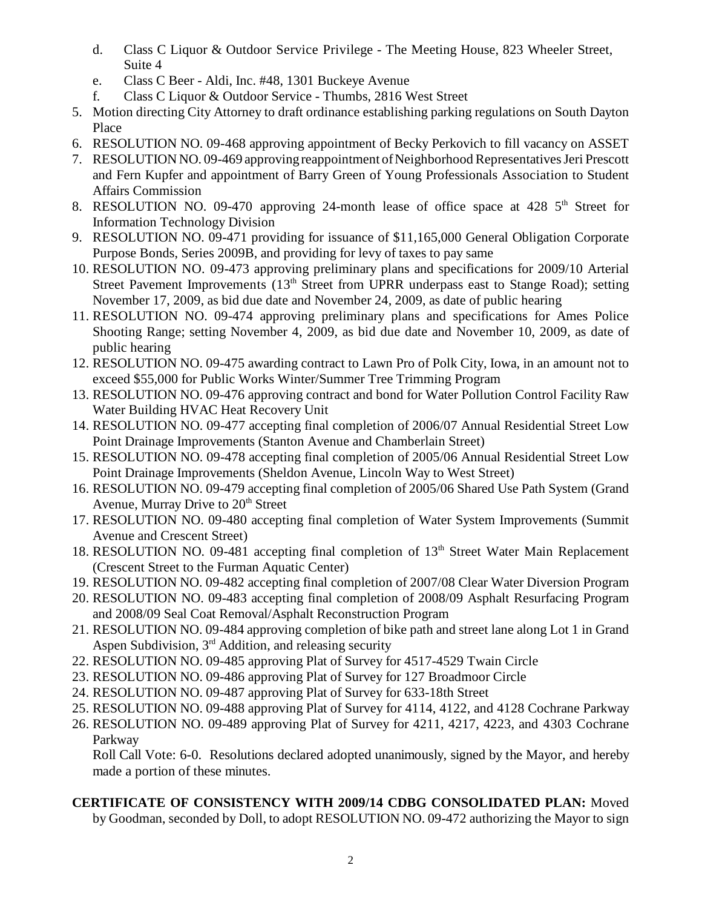d. Class C Liquor & Outdoor Service Privilege - The Meeting House, 823 Wheeler Street, Suite 4
   e. Class C Beer - Aldi, Inc. #48, 1301 Buckeye Avenue
   f. Class C Liquor & Outdoor Service - Thumbs, 2816 West Street
5. Motion directing City Attorney to draft ordinance establishing parking regulations on South Dayton Place
6. RESOLUTION NO. 09-468 approving appointment of Becky Perkovich to fill vacancy on ASSET
7. RESOLUTION NO. 09-469 approving reappointment of Neighborhood Representatives Jeri Prescott and Fern Kupfer and appointment of Barry Green of Young Professionals Association to Student Affairs Commission
8. RESOLUTION NO. 09-470 approving 24-month lease of office space at 428 5th Street for Information Technology Division
9. RESOLUTION NO. 09-471 providing for issuance of $11,165,000 General Obligation Corporate Purpose Bonds, Series 2009B, and providing for levy of taxes to pay same
10. RESOLUTION NO. 09-473 approving preliminary plans and specifications for 2009/10 Arterial Street Pavement Improvements (13th Street from UPRR underpass east to Stange Road); setting November 17, 2009, as bid due date and November 24, 2009, as date of public hearing
11. RESOLUTION NO. 09-474 approving preliminary plans and specifications for Ames Police Shooting Range; setting November 4, 2009, as bid due date and November 10, 2009, as date of public hearing
12. RESOLUTION NO. 09-475 awarding contract to Lawn Pro of Polk City, Iowa, in an amount not to exceed $55,000 for Public Works Winter/Summer Tree Trimming Program
13. RESOLUTION NO. 09-476 approving contract and bond for Water Pollution Control Facility Raw Water Building HVAC Heat Recovery Unit
14. RESOLUTION NO. 09-477 accepting final completion of 2006/07 Annual Residential Street Low Point Drainage Improvements (Stanton Avenue and Chamberlain Street)
15. RESOLUTION NO. 09-478 accepting final completion of 2005/06 Annual Residential Street Low Point Drainage Improvements (Sheldon Avenue, Lincoln Way to West Street)
16. RESOLUTION NO. 09-479 accepting final completion of 2005/06 Shared Use Path System (Grand Avenue, Murray Drive to 20th Street
17. RESOLUTION NO. 09-480 accepting final completion of Water System Improvements (Summit Avenue and Crescent Street)
18. RESOLUTION NO. 09-481 accepting final completion of 13th Street Water Main Replacement (Crescent Street to the Furman Aquatic Center)
19. RESOLUTION NO. 09-482 accepting final completion of 2007/08 Clear Water Diversion Program
20. RESOLUTION NO. 09-483 accepting final completion of 2008/09 Asphalt Resurfacing Program and 2008/09 Seal Coat Removal/Asphalt Reconstruction Program
21. RESOLUTION NO. 09-484 approving completion of bike path and street lane along Lot 1 in Grand Aspen Subdivision, 3rd Addition, and releasing security
22. RESOLUTION NO. 09-485 approving Plat of Survey for 4517-4529 Twain Circle
23. RESOLUTION NO. 09-486 approving Plat of Survey for 127 Broadmoor Circle
24. RESOLUTION NO. 09-487 approving Plat of Survey for 633-18th Street
25. RESOLUTION NO. 09-488 approving Plat of Survey for 4114, 4122, and 4128 Cochrane Parkway
26. RESOLUTION NO. 09-489 approving Plat of Survey for 4211, 4217, 4223, and 4303 Cochrane Parkway

    Roll Call Vote: 6-0. Resolutions declared adopted unanimously, signed by the Mayor, and hereby made a portion of these minutes.

**CERTIFICATE OF CONSISTENCY WITH 2009/14 CDBG CONSOLIDATED PLAN:** Moved by Goodman, seconded by Doll, to adopt RESOLUTION NO. 09-472 authorizing the Mayor to sign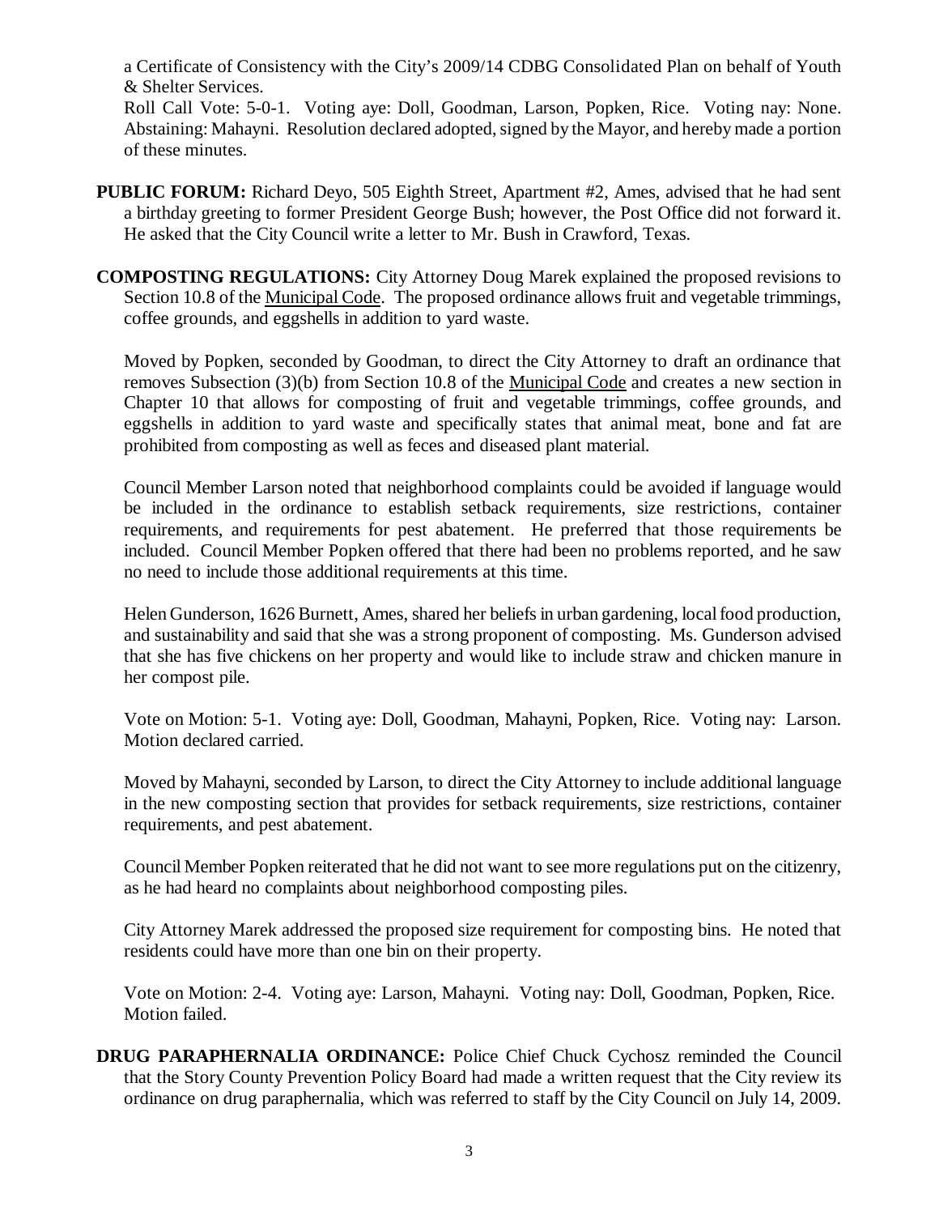a Certificate of Consistency with the City's 2009/14 CDBG Consolidated Plan on behalf of Youth & Shelter Services.

Roll Call Vote: 5-0-1. Voting aye: Doll, Goodman, Larson, Popken, Rice. Voting nay: None. Abstaining: Mahayni. Resolution declared adopted, signed by the Mayor, and hereby made a portion of these minutes.

**PUBLIC FORUM:** Richard Deyo, 505 Eighth Street, Apartment #2, Ames, advised that he had sent a birthday greeting to former President George Bush; however, the Post Office did not forward it. He asked that the City Council write a letter to Mr. Bush in Crawford, Texas.

**COMPOSTING REGULATIONS:** City Attorney Doug Marek explained the proposed revisions to Section 10.8 of the Municipal Code. The proposed ordinance allows fruit and vegetable trimmings, coffee grounds, and eggshells in addition to yard waste.

Moved by Popken, seconded by Goodman, to direct the City Attorney to draft an ordinance that removes Subsection (3)(b) from Section 10.8 of the Municipal Code and creates a new section in Chapter 10 that allows for composting of fruit and vegetable trimmings, coffee grounds, and eggshells in addition to yard waste and specifically states that animal meat, bone and fat are prohibited from composting as well as feces and diseased plant material.

Council Member Larson noted that neighborhood complaints could be avoided if language would be included in the ordinance to establish setback requirements, size restrictions, container requirements, and requirements for pest abatement. He preferred that those requirements be included. Council Member Popken offered that there had been no problems reported, and he saw no need to include those additional requirements at this time.

Helen Gunderson, 1626 Burnett, Ames, shared her beliefs in urban gardening, local food production, and sustainability and said that she was a strong proponent of composting. Ms. Gunderson advised that she has five chickens on her property and would like to include straw and chicken manure in her compost pile.

Vote on Motion: 5-1. Voting aye: Doll, Goodman, Mahayni, Popken, Rice. Voting nay: Larson. Motion declared carried.

Moved by Mahayni, seconded by Larson, to direct the City Attorney to include additional language in the new composting section that provides for setback requirements, size restrictions, container requirements, and pest abatement.

Council Member Popken reiterated that he did not want to see more regulations put on the citizenry, as he had heard no complaints about neighborhood composting piles.

City Attorney Marek addressed the proposed size requirement for composting bins. He noted that residents could have more than one bin on their property.

Vote on Motion: 2-4. Voting aye: Larson, Mahayni. Voting nay: Doll, Goodman, Popken, Rice. Motion failed.

**DRUG PARAPHERNALIA ORDINANCE:** Police Chief Chuck Cychosz reminded the Council that the Story County Prevention Policy Board had made a written request that the City review its ordinance on drug paraphernalia, which was referred to staff by the City Council on July 14, 2009.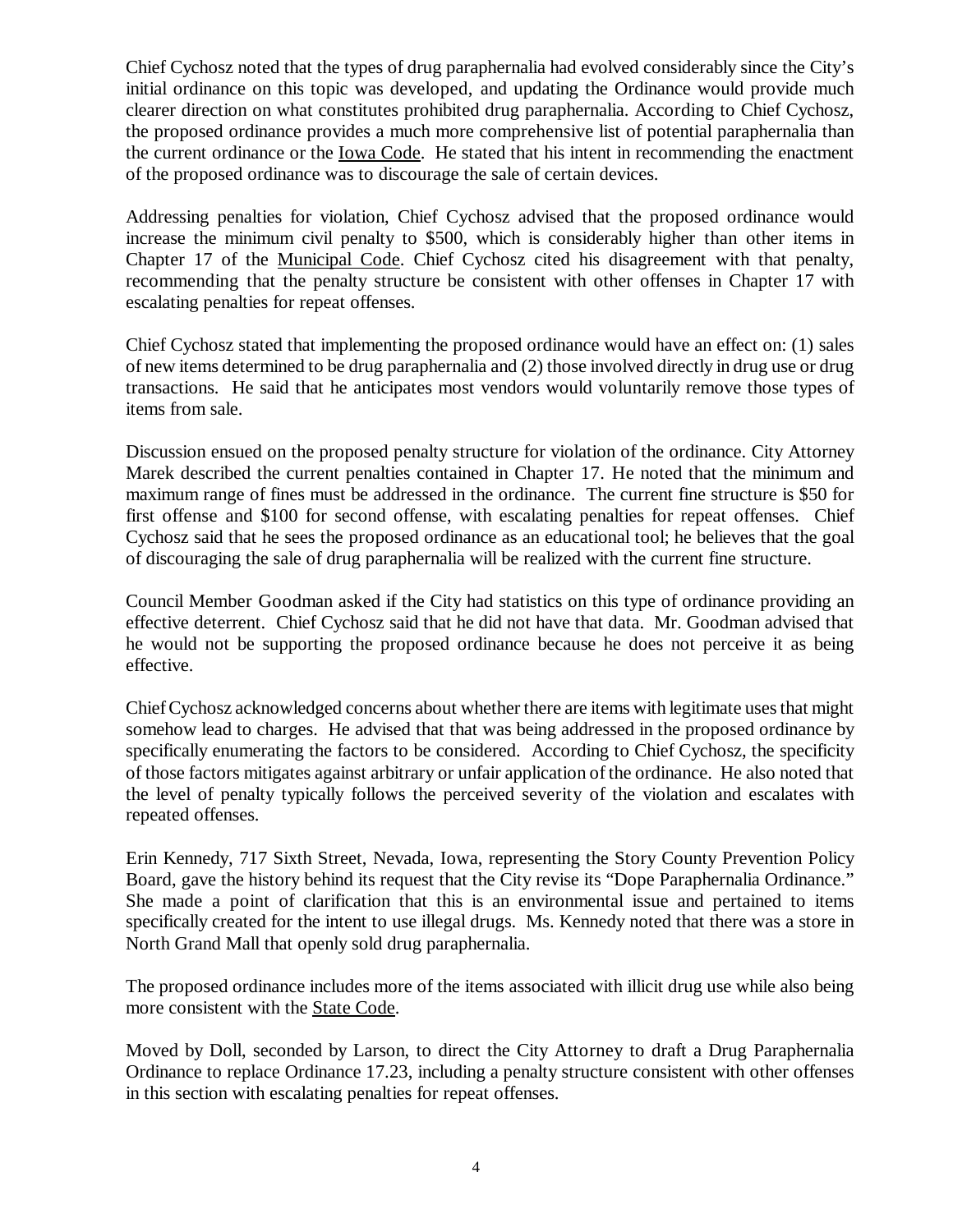Chief Cychosz noted that the types of drug paraphernalia had evolved considerably since the City's initial ordinance on this topic was developed, and updating the Ordinance would provide much clearer direction on what constitutes prohibited drug paraphernalia. According to Chief Cychosz, the proposed ordinance provides a much more comprehensive list of potential paraphernalia than the current ordinance or the Iowa Code. He stated that his intent in recommending the enactment of the proposed ordinance was to discourage the sale of certain devices.

Addressing penalties for violation, Chief Cychosz advised that the proposed ordinance would increase the minimum civil penalty to $500, which is considerably higher than other items in Chapter 17 of the Municipal Code. Chief Cychosz cited his disagreement with that penalty, recommending that the penalty structure be consistent with other offenses in Chapter 17 with escalating penalties for repeat offenses.

Chief Cychosz stated that implementing the proposed ordinance would have an effect on: (1) sales of new items determined to be drug paraphernalia and (2) those involved directly in drug use or drug transactions. He said that he anticipates most vendors would voluntarily remove those types of items from sale.

Discussion ensued on the proposed penalty structure for violation of the ordinance. City Attorney Marek described the current penalties contained in Chapter 17. He noted that the minimum and maximum range of fines must be addressed in the ordinance. The current fine structure is $50 for first offense and $100 for second offense, with escalating penalties for repeat offenses. Chief Cychosz said that he sees the proposed ordinance as an educational tool; he believes that the goal of discouraging the sale of drug paraphernalia will be realized with the current fine structure.

Council Member Goodman asked if the City had statistics on this type of ordinance providing an effective deterrent. Chief Cychosz said that he did not have that data. Mr. Goodman advised that he would not be supporting the proposed ordinance because he does not perceive it as being effective.

Chief Cychosz acknowledged concerns about whether there are items with legitimate uses that might somehow lead to charges. He advised that that was being addressed in the proposed ordinance by specifically enumerating the factors to be considered. According to Chief Cychosz, the specificity of those factors mitigates against arbitrary or unfair application of the ordinance. He also noted that the level of penalty typically follows the perceived severity of the violation and escalates with repeated offenses.

Erin Kennedy, 717 Sixth Street, Nevada, Iowa, representing the Story County Prevention Policy Board, gave the history behind its request that the City revise its "Dope Paraphernalia Ordinance." She made a point of clarification that this is an environmental issue and pertained to items specifically created for the intent to use illegal drugs. Ms. Kennedy noted that there was a store in North Grand Mall that openly sold drug paraphernalia.

The proposed ordinance includes more of the items associated with illicit drug use while also being more consistent with the State Code.

Moved by Doll, seconded by Larson, to direct the City Attorney to draft a Drug Paraphernalia Ordinance to replace Ordinance 17.23, including a penalty structure consistent with other offenses in this section with escalating penalties for repeat offenses.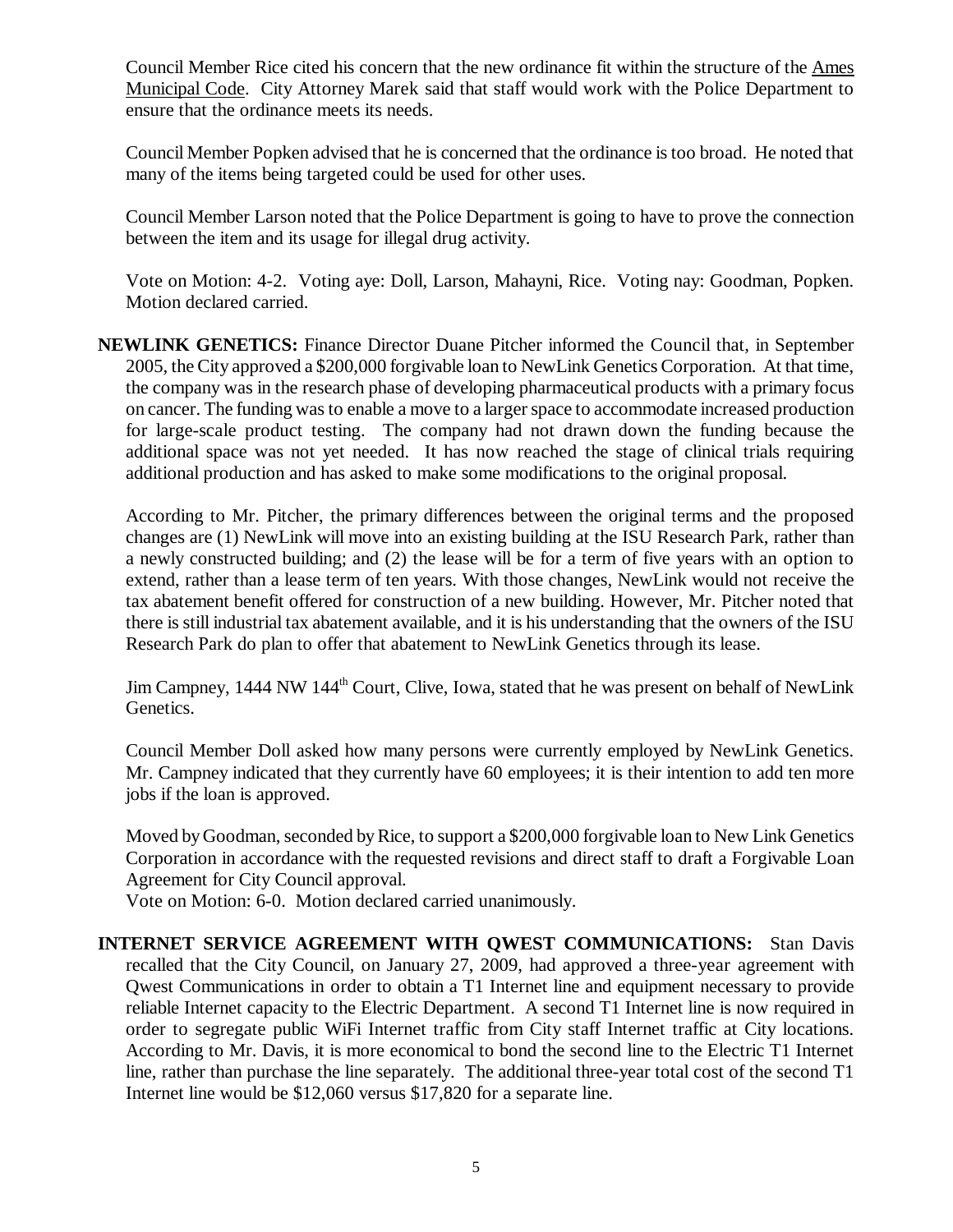Council Member Rice cited his concern that the new ordinance fit within the structure of the Ames Municipal Code. City Attorney Marek said that staff would work with the Police Department to ensure that the ordinance meets its needs.

Council Member Popken advised that he is concerned that the ordinance is too broad. He noted that many of the items being targeted could be used for other uses.

Council Member Larson noted that the Police Department is going to have to prove the connection between the item and its usage for illegal drug activity.

Vote on Motion: 4-2. Voting aye: Doll, Larson, Mahayni, Rice. Voting nay: Goodman, Popken. Motion declared carried.

**NEWLINK GENETICS:** Finance Director Duane Pitcher informed the Council that, in September 2005, the City approved a $200,000 forgivable loan to NewLink Genetics Corporation. At that time, the company was in the research phase of developing pharmaceutical products with a primary focus on cancer. The funding was to enable a move to a larger space to accommodate increased production for large-scale product testing. The company had not drawn down the funding because the additional space was not yet needed. It has now reached the stage of clinical trials requiring additional production and has asked to make some modifications to the original proposal.

According to Mr. Pitcher, the primary differences between the original terms and the proposed changes are (1) NewLink will move into an existing building at the ISU Research Park, rather than a newly constructed building; and (2) the lease will be for a term of five years with an option to extend, rather than a lease term of ten years. With those changes, NewLink would not receive the tax abatement benefit offered for construction of a new building. However, Mr. Pitcher noted that there is still industrial tax abatement available, and it is his understanding that the owners of the ISU Research Park do plan to offer that abatement to NewLink Genetics through its lease.

Jim Campney, 1444 NW 144th Court, Clive, Iowa, stated that he was present on behalf of NewLink Genetics.

Council Member Doll asked how many persons were currently employed by NewLink Genetics. Mr. Campney indicated that they currently have 60 employees; it is their intention to add ten more jobs if the loan is approved.

Moved by Goodman, seconded by Rice, to support a $200,000 forgivable loan to New Link Genetics Corporation in accordance with the requested revisions and direct staff to draft a Forgivable Loan Agreement for City Council approval.
Vote on Motion: 6-0. Motion declared carried unanimously.

**INTERNET SERVICE AGREEMENT WITH QWEST COMMUNICATIONS:** Stan Davis recalled that the City Council, on January 27, 2009, had approved a three-year agreement with Qwest Communications in order to obtain a T1 Internet line and equipment necessary to provide reliable Internet capacity to the Electric Department. A second T1 Internet line is now required in order to segregate public WiFi Internet traffic from City staff Internet traffic at City locations. According to Mr. Davis, it is more economical to bond the second line to the Electric T1 Internet line, rather than purchase the line separately. The additional three-year total cost of the second T1 Internet line would be $12,060 versus $17,820 for a separate line.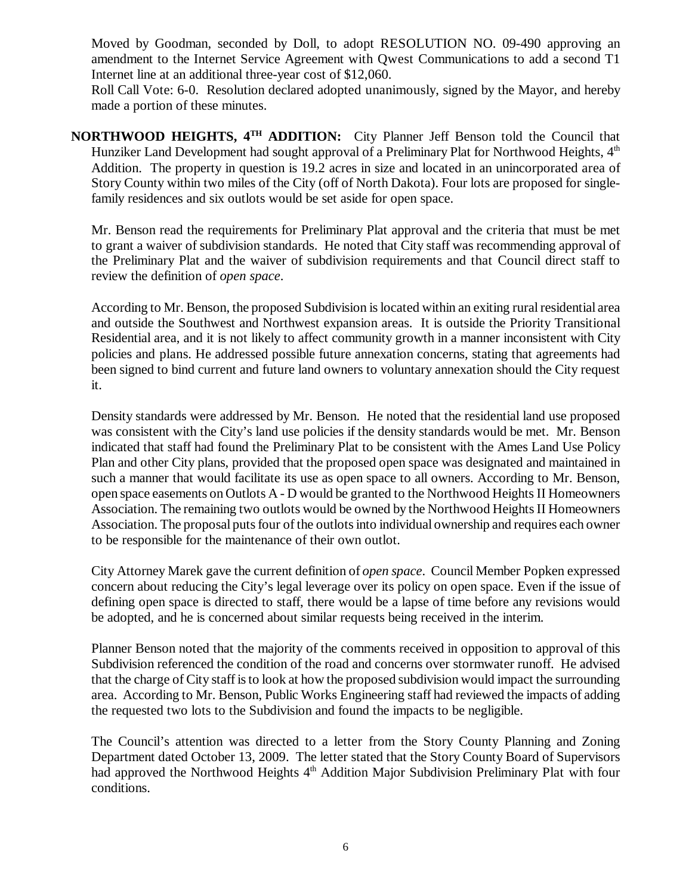Moved by Goodman, seconded by Doll, to adopt RESOLUTION NO. 09-490 approving an amendment to the Internet Service Agreement with Qwest Communications to add a second T1 Internet line at an additional three-year cost of $12,060.

Roll Call Vote: 6-0. Resolution declared adopted unanimously, signed by the Mayor, and hereby made a portion of these minutes.

**NORTHWOOD HEIGHTS, 4TH ADDITION:** City Planner Jeff Benson told the Council that Hunziker Land Development had sought approval of a Preliminary Plat for Northwood Heights, 4th Addition. The property in question is 19.2 acres in size and located in an unincorporated area of Story County within two miles of the City (off of North Dakota). Four lots are proposed for single-family residences and six outlots would be set aside for open space.

Mr. Benson read the requirements for Preliminary Plat approval and the criteria that must be met to grant a waiver of subdivision standards. He noted that City staff was recommending approval of the Preliminary Plat and the waiver of subdivision requirements and that Council direct staff to review the definition of *open space*.

According to Mr. Benson, the proposed Subdivision is located within an exiting rural residential area and outside the Southwest and Northwest expansion areas. It is outside the Priority Transitional Residential area, and it is not likely to affect community growth in a manner inconsistent with City policies and plans. He addressed possible future annexation concerns, stating that agreements had been signed to bind current and future land owners to voluntary annexation should the City request it.

Density standards were addressed by Mr. Benson. He noted that the residential land use proposed was consistent with the City's land use policies if the density standards would be met. Mr. Benson indicated that staff had found the Preliminary Plat to be consistent with the Ames Land Use Policy Plan and other City plans, provided that the proposed open space was designated and maintained in such a manner that would facilitate its use as open space to all owners. According to Mr. Benson, open space easements on Outlots A - D would be granted to the Northwood Heights II Homeowners Association. The remaining two outlots would be owned by the Northwood Heights II Homeowners Association. The proposal puts four of the outlots into individual ownership and requires each owner to be responsible for the maintenance of their own outlot.

City Attorney Marek gave the current definition of *open space*. Council Member Popken expressed concern about reducing the City's legal leverage over its policy on open space. Even if the issue of defining open space is directed to staff, there would be a lapse of time before any revisions would be adopted, and he is concerned about similar requests being received in the interim.

Planner Benson noted that the majority of the comments received in opposition to approval of this Subdivision referenced the condition of the road and concerns over stormwater runoff. He advised that the charge of City staff is to look at how the proposed subdivision would impact the surrounding area. According to Mr. Benson, Public Works Engineering staff had reviewed the impacts of adding the requested two lots to the Subdivision and found the impacts to be negligible.

The Council's attention was directed to a letter from the Story County Planning and Zoning Department dated October 13, 2009. The letter stated that the Story County Board of Supervisors had approved the Northwood Heights 4th Addition Major Subdivision Preliminary Plat with four conditions.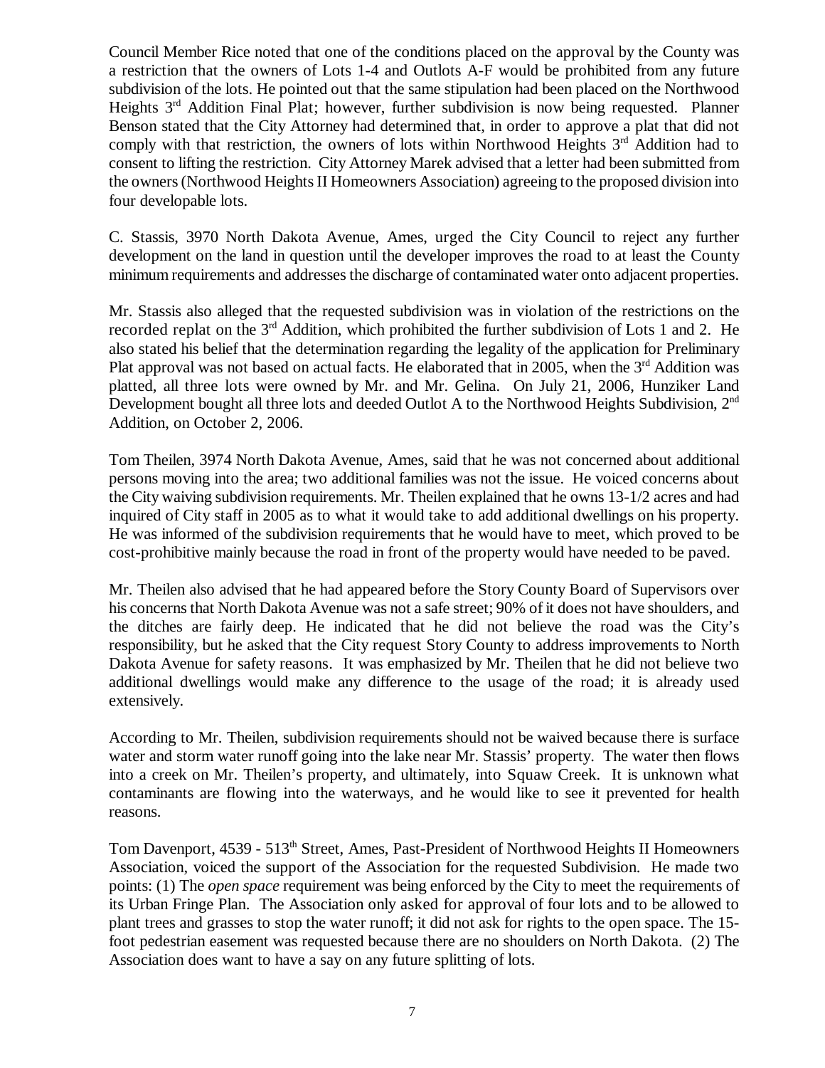Council Member Rice noted that one of the conditions placed on the approval by the County was a restriction that the owners of Lots 1-4 and Outlots A-F would be prohibited from any future subdivision of the lots. He pointed out that the same stipulation had been placed on the Northwood Heights 3rd Addition Final Plat; however, further subdivision is now being requested. Planner Benson stated that the City Attorney had determined that, in order to approve a plat that did not comply with that restriction, the owners of lots within Northwood Heights 3rd Addition had to consent to lifting the restriction. City Attorney Marek advised that a letter had been submitted from the owners (Northwood Heights II Homeowners Association) agreeing to the proposed division into four developable lots.

C. Stassis, 3970 North Dakota Avenue, Ames, urged the City Council to reject any further development on the land in question until the developer improves the road to at least the County minimum requirements and addresses the discharge of contaminated water onto adjacent properties.

Mr. Stassis also alleged that the requested subdivision was in violation of the restrictions on the recorded replat on the 3rd Addition, which prohibited the further subdivision of Lots 1 and 2. He also stated his belief that the determination regarding the legality of the application for Preliminary Plat approval was not based on actual facts. He elaborated that in 2005, when the 3rd Addition was platted, all three lots were owned by Mr. and Mr. Gelina. On July 21, 2006, Hunziker Land Development bought all three lots and deeded Outlot A to the Northwood Heights Subdivision, 2nd Addition, on October 2, 2006.

Tom Theilen, 3974 North Dakota Avenue, Ames, said that he was not concerned about additional persons moving into the area; two additional families was not the issue. He voiced concerns about the City waiving subdivision requirements. Mr. Theilen explained that he owns 13-1/2 acres and had inquired of City staff in 2005 as to what it would take to add additional dwellings on his property. He was informed of the subdivision requirements that he would have to meet, which proved to be cost-prohibitive mainly because the road in front of the property would have needed to be paved.

Mr. Theilen also advised that he had appeared before the Story County Board of Supervisors over his concerns that North Dakota Avenue was not a safe street; 90% of it does not have shoulders, and the ditches are fairly deep. He indicated that he did not believe the road was the City's responsibility, but he asked that the City request Story County to address improvements to North Dakota Avenue for safety reasons. It was emphasized by Mr. Theilen that he did not believe two additional dwellings would make any difference to the usage of the road; it is already used extensively.

According to Mr. Theilen, subdivision requirements should not be waived because there is surface water and storm water runoff going into the lake near Mr. Stassis' property. The water then flows into a creek on Mr. Theilen's property, and ultimately, into Squaw Creek. It is unknown what contaminants are flowing into the waterways, and he would like to see it prevented for health reasons.

Tom Davenport, 4539 - 513th Street, Ames, Past-President of Northwood Heights II Homeowners Association, voiced the support of the Association for the requested Subdivision. He made two points: (1) The *open space* requirement was being enforced by the City to meet the requirements of its Urban Fringe Plan. The Association only asked for approval of four lots and to be allowed to plant trees and grasses to stop the water runoff; it did not ask for rights to the open space. The 15-foot pedestrian easement was requested because there are no shoulders on North Dakota. (2) The Association does want to have a say on any future splitting of lots.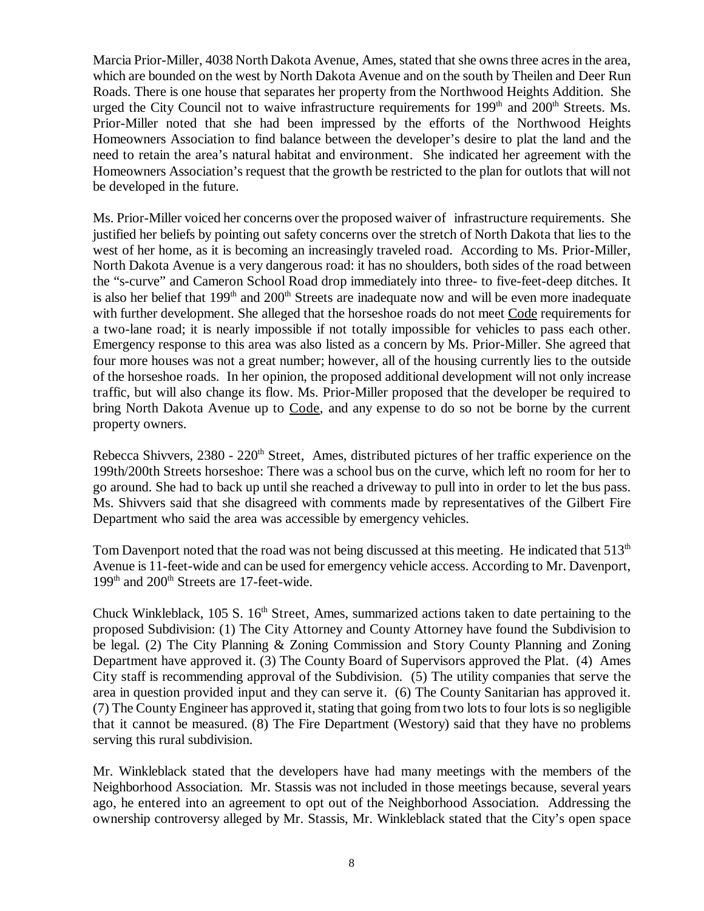Marcia Prior-Miller, 4038 North Dakota Avenue, Ames, stated that she owns three acres in the area, which are bounded on the west by North Dakota Avenue and on the south by Theilen and Deer Run Roads. There is one house that separates her property from the Northwood Heights Addition. She urged the City Council not to waive infrastructure requirements for 199th and 200th Streets. Ms. Prior-Miller noted that she had been impressed by the efforts of the Northwood Heights Homeowners Association to find balance between the developer's desire to plat the land and the need to retain the area's natural habitat and environment. She indicated her agreement with the Homeowners Association's request that the growth be restricted to the plan for outlots that will not be developed in the future.

Ms. Prior-Miller voiced her concerns over the proposed waiver of infrastructure requirements. She justified her beliefs by pointing out safety concerns over the stretch of North Dakota that lies to the west of her home, as it is becoming an increasingly traveled road. According to Ms. Prior-Miller, North Dakota Avenue is a very dangerous road: it has no shoulders, both sides of the road between the "s-curve" and Cameron School Road drop immediately into three- to five-feet-deep ditches. It is also her belief that 199th and 200th Streets are inadequate now and will be even more inadequate with further development. She alleged that the horseshoe roads do not meet Code requirements for a two-lane road; it is nearly impossible if not totally impossible for vehicles to pass each other. Emergency response to this area was also listed as a concern by Ms. Prior-Miller. She agreed that four more houses was not a great number; however, all of the housing currently lies to the outside of the horseshoe roads. In her opinion, the proposed additional development will not only increase traffic, but will also change its flow. Ms. Prior-Miller proposed that the developer be required to bring North Dakota Avenue up to Code, and any expense to do so not be borne by the current property owners.

Rebecca Shivvers, 2380 - 220th Street, Ames, distributed pictures of her traffic experience on the 199th/200th Streets horseshoe: There was a school bus on the curve, which left no room for her to go around. She had to back up until she reached a driveway to pull into in order to let the bus pass. Ms. Shivvers said that she disagreed with comments made by representatives of the Gilbert Fire Department who said the area was accessible by emergency vehicles.

Tom Davenport noted that the road was not being discussed at this meeting. He indicated that 513th Avenue is 11-feet-wide and can be used for emergency vehicle access. According to Mr. Davenport, 199th and 200th Streets are 17-feet-wide.

Chuck Winkleblack, 105 S. 16th Street, Ames, summarized actions taken to date pertaining to the proposed Subdivision: (1) The City Attorney and County Attorney have found the Subdivision to be legal. (2) The City Planning & Zoning Commission and Story County Planning and Zoning Department have approved it. (3) The County Board of Supervisors approved the Plat. (4) Ames City staff is recommending approval of the Subdivision. (5) The utility companies that serve the area in question provided input and they can serve it. (6) The County Sanitarian has approved it. (7) The County Engineer has approved it, stating that going from two lots to four lots is so negligible that it cannot be measured. (8) The Fire Department (Westory) said that they have no problems serving this rural subdivision.

Mr. Winkleblack stated that the developers have had many meetings with the members of the Neighborhood Association. Mr. Stassis was not included in those meetings because, several years ago, he entered into an agreement to opt out of the Neighborhood Association. Addressing the ownership controversy alleged by Mr. Stassis, Mr. Winkleblack stated that the City's open space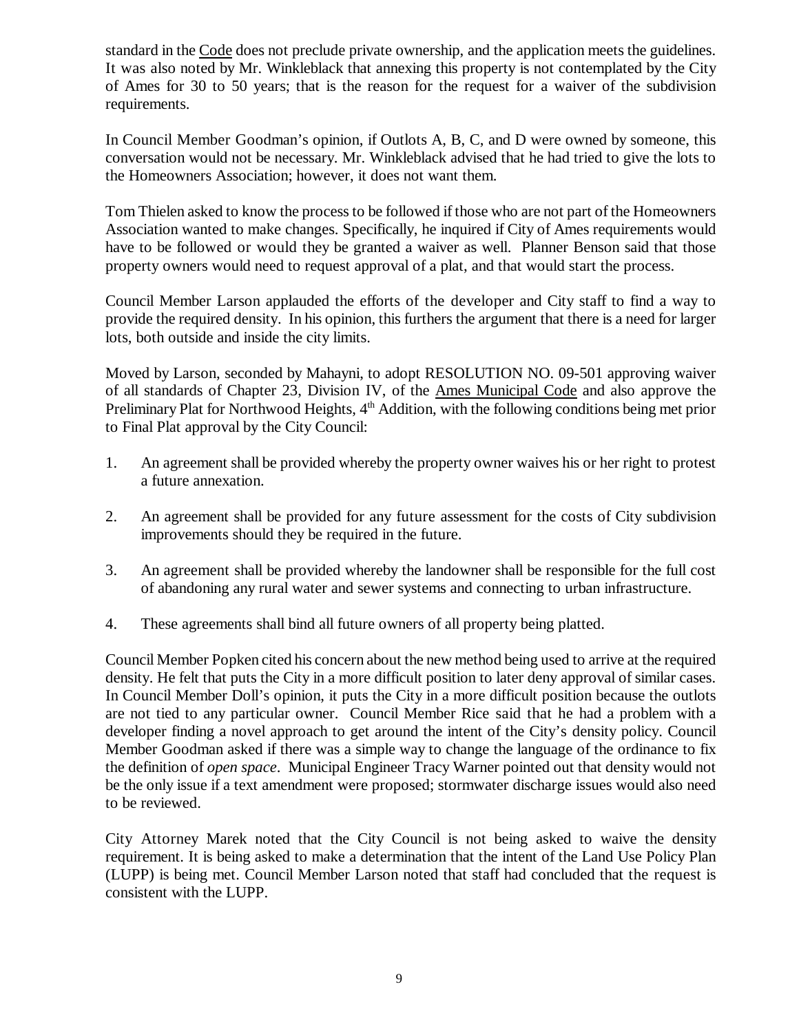standard in the Code does not preclude private ownership, and the application meets the guidelines. It was also noted by Mr. Winkleblack that annexing this property is not contemplated by the City of Ames for 30 to 50 years; that is the reason for the request for a waiver of the subdivision requirements.

In Council Member Goodman's opinion, if Outlots A, B, C, and D were owned by someone, this conversation would not be necessary. Mr. Winkleblack advised that he had tried to give the lots to the Homeowners Association; however, it does not want them.

Tom Thielen asked to know the process to be followed if those who are not part of the Homeowners Association wanted to make changes. Specifically, he inquired if City of Ames requirements would have to be followed or would they be granted a waiver as well. Planner Benson said that those property owners would need to request approval of a plat, and that would start the process.

Council Member Larson applauded the efforts of the developer and City staff to find a way to provide the required density. In his opinion, this furthers the argument that there is a need for larger lots, both outside and inside the city limits.

Moved by Larson, seconded by Mahayni, to adopt RESOLUTION NO. 09-501 approving waiver of all standards of Chapter 23, Division IV, of the Ames Municipal Code and also approve the Preliminary Plat for Northwood Heights, 4th Addition, with the following conditions being met prior to Final Plat approval by the City Council:

1. An agreement shall be provided whereby the property owner waives his or her right to protest a future annexation.

2. An agreement shall be provided for any future assessment for the costs of City subdivision improvements should they be required in the future.

3. An agreement shall be provided whereby the landowner shall be responsible for the full cost of abandoning any rural water and sewer systems and connecting to urban infrastructure.

4. These agreements shall bind all future owners of all property being platted.

Council Member Popken cited his concern about the new method being used to arrive at the required density. He felt that puts the City in a more difficult position to later deny approval of similar cases. In Council Member Doll's opinion, it puts the City in a more difficult position because the outlots are not tied to any particular owner. Council Member Rice said that he had a problem with a developer finding a novel approach to get around the intent of the City's density policy. Council Member Goodman asked if there was a simple way to change the language of the ordinance to fix the definition of *open space*. Municipal Engineer Tracy Warner pointed out that density would not be the only issue if a text amendment were proposed; stormwater discharge issues would also need to be reviewed.

City Attorney Marek noted that the City Council is not being asked to waive the density requirement. It is being asked to make a determination that the intent of the Land Use Policy Plan (LUPP) is being met. Council Member Larson noted that staff had concluded that the request is consistent with the LUPP.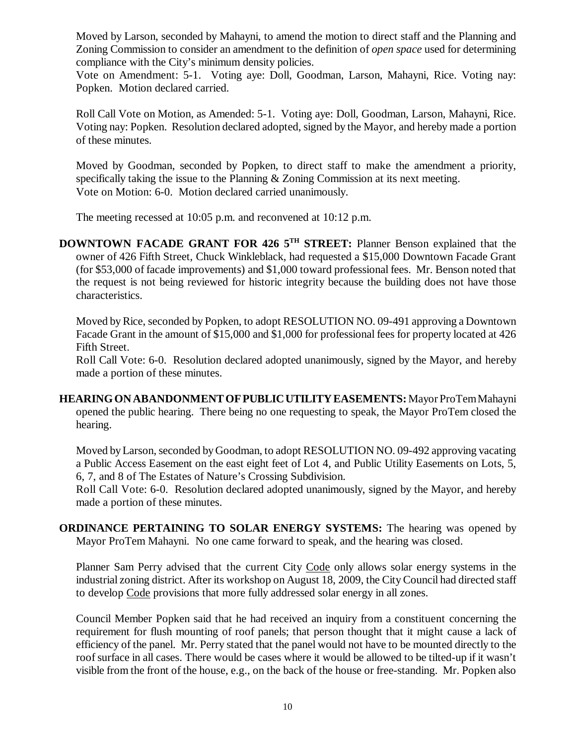Moved by Larson, seconded by Mahayni, to amend the motion to direct staff and the Planning and Zoning Commission to consider an amendment to the definition of *open space* used for determining compliance with the City's minimum density policies.

Vote on Amendment: 5-1. Voting aye: Doll, Goodman, Larson, Mahayni, Rice. Voting nay: Popken. Motion declared carried.

Roll Call Vote on Motion, as Amended: 5-1. Voting aye: Doll, Goodman, Larson, Mahayni, Rice. Voting nay: Popken. Resolution declared adopted, signed by the Mayor, and hereby made a portion of these minutes.

Moved by Goodman, seconded by Popken, to direct staff to make the amendment a priority, specifically taking the issue to the Planning & Zoning Commission at its next meeting.
Vote on Motion: 6-0. Motion declared carried unanimously.

The meeting recessed at 10:05 p.m. and reconvened at 10:12 p.m.

**DOWNTOWN FACADE GRANT FOR 426 5TH STREET:** Planner Benson explained that the owner of 426 Fifth Street, Chuck Winkleblack, had requested a $15,000 Downtown Facade Grant (for $53,000 of facade improvements) and $1,000 toward professional fees. Mr. Benson noted that the request is not being reviewed for historic integrity because the building does not have those characteristics.

Moved by Rice, seconded by Popken, to adopt RESOLUTION NO. 09-491 approving a Downtown Facade Grant in the amount of $15,000 and $1,000 for professional fees for property located at 426 Fifth Street.

Roll Call Vote: 6-0. Resolution declared adopted unanimously, signed by the Mayor, and hereby made a portion of these minutes.

**HEARING ON ABANDONMENT OF PUBLIC UTILITY EASEMENTS:** Mayor ProTem Mahayni opened the public hearing. There being no one requesting to speak, the Mayor ProTem closed the hearing.

Moved by Larson, seconded by Goodman, to adopt RESOLUTION NO. 09-492 approving vacating a Public Access Easement on the east eight feet of Lot 4, and Public Utility Easements on Lots, 5, 6, 7, and 8 of The Estates of Nature's Crossing Subdivision.

Roll Call Vote: 6-0. Resolution declared adopted unanimously, signed by the Mayor, and hereby made a portion of these minutes.

**ORDINANCE PERTAINING TO SOLAR ENERGY SYSTEMS:** The hearing was opened by Mayor ProTem Mahayni. No one came forward to speak, and the hearing was closed.

Planner Sam Perry advised that the current City Code only allows solar energy systems in the industrial zoning district. After its workshop on August 18, 2009, the City Council had directed staff to develop Code provisions that more fully addressed solar energy in all zones.

Council Member Popken said that he had received an inquiry from a constituent concerning the requirement for flush mounting of roof panels; that person thought that it might cause a lack of efficiency of the panel. Mr. Perry stated that the panel would not have to be mounted directly to the roof surface in all cases. There would be cases where it would be allowed to be tilted-up if it wasn't visible from the front of the house, e.g., on the back of the house or free-standing. Mr. Popken also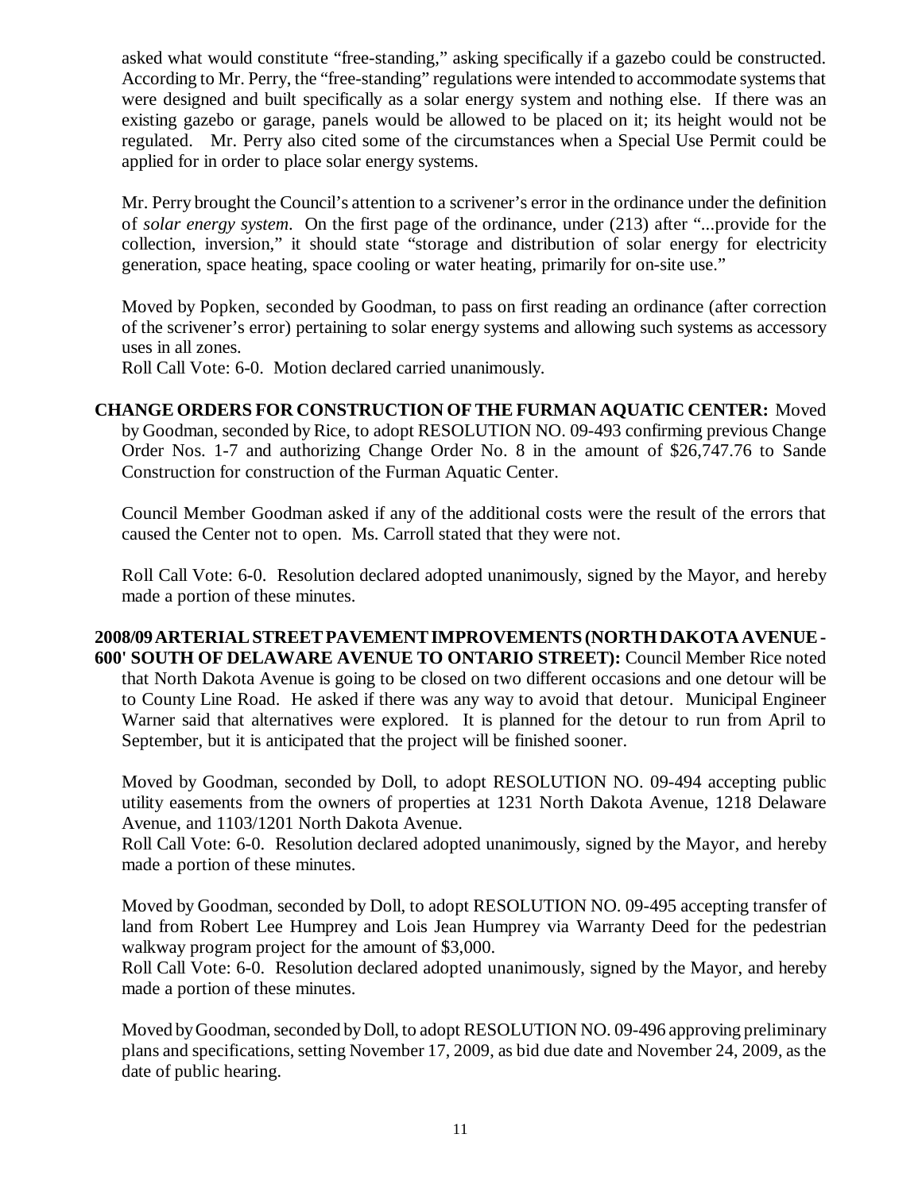asked what would constitute "free-standing," asking specifically if a gazebo could be constructed. According to Mr. Perry, the "free-standing" regulations were intended to accommodate systems that were designed and built specifically as a solar energy system and nothing else. If there was an existing gazebo or garage, panels would be allowed to be placed on it; its height would not be regulated. Mr. Perry also cited some of the circumstances when a Special Use Permit could be applied for in order to place solar energy systems.

Mr. Perry brought the Council's attention to a scrivener's error in the ordinance under the definition of *solar energy system*. On the first page of the ordinance, under (213) after "...provide for the collection, inversion," it should state "storage and distribution of solar energy for electricity generation, space heating, space cooling or water heating, primarily for on-site use."

Moved by Popken, seconded by Goodman, to pass on first reading an ordinance (after correction of the scrivener's error) pertaining to solar energy systems and allowing such systems as accessory uses in all zones.
Roll Call Vote: 6-0. Motion declared carried unanimously.

**CHANGE ORDERS FOR CONSTRUCTION OF THE FURMAN AQUATIC CENTER:** Moved by Goodman, seconded by Rice, to adopt RESOLUTION NO. 09-493 confirming previous Change Order Nos. 1-7 and authorizing Change Order No. 8 in the amount of $26,747.76 to Sande Construction for construction of the Furman Aquatic Center.

Council Member Goodman asked if any of the additional costs were the result of the errors that caused the Center not to open. Ms. Carroll stated that they were not.

Roll Call Vote: 6-0. Resolution declared adopted unanimously, signed by the Mayor, and hereby made a portion of these minutes.

**2008/09 ARTERIAL STREET PAVEMENT IMPROVEMENTS (NORTH DAKOTA AVENUE - 600' SOUTH OF DELAWARE AVENUE TO ONTARIO STREET):** Council Member Rice noted that North Dakota Avenue is going to be closed on two different occasions and one detour will be to County Line Road. He asked if there was any way to avoid that detour. Municipal Engineer Warner said that alternatives were explored. It is planned for the detour to run from April to September, but it is anticipated that the project will be finished sooner.

Moved by Goodman, seconded by Doll, to adopt RESOLUTION NO. 09-494 accepting public utility easements from the owners of properties at 1231 North Dakota Avenue, 1218 Delaware Avenue, and 1103/1201 North Dakota Avenue.
Roll Call Vote: 6-0. Resolution declared adopted unanimously, signed by the Mayor, and hereby made a portion of these minutes.

Moved by Goodman, seconded by Doll, to adopt RESOLUTION NO. 09-495 accepting transfer of land from Robert Lee Humprey and Lois Jean Humprey via Warranty Deed for the pedestrian walkway program project for the amount of $3,000.
Roll Call Vote: 6-0. Resolution declared adopted unanimously, signed by the Mayor, and hereby made a portion of these minutes.

Moved by Goodman, seconded by Doll, to adopt RESOLUTION NO. 09-496 approving preliminary plans and specifications, setting November 17, 2009, as bid due date and November 24, 2009, as the date of public hearing.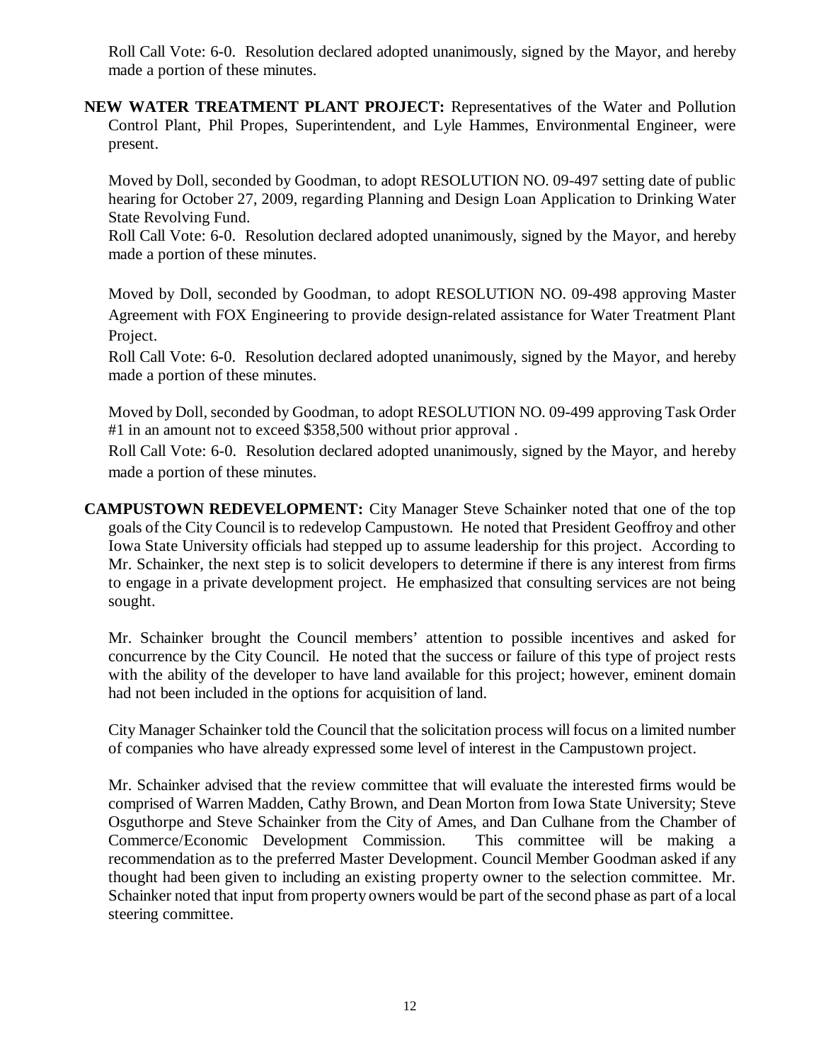Roll Call Vote: 6-0. Resolution declared adopted unanimously, signed by the Mayor, and hereby made a portion of these minutes.

**NEW WATER TREATMENT PLANT PROJECT:** Representatives of the Water and Pollution Control Plant, Phil Propes, Superintendent, and Lyle Hammes, Environmental Engineer, were present.

Moved by Doll, seconded by Goodman, to adopt RESOLUTION NO. 09-497 setting date of public hearing for October 27, 2009, regarding Planning and Design Loan Application to Drinking Water State Revolving Fund.
Roll Call Vote: 6-0. Resolution declared adopted unanimously, signed by the Mayor, and hereby made a portion of these minutes.

Moved by Doll, seconded by Goodman, to adopt RESOLUTION NO. 09-498 approving Master Agreement with FOX Engineering to provide design-related assistance for Water Treatment Plant Project.
Roll Call Vote: 6-0. Resolution declared adopted unanimously, signed by the Mayor, and hereby made a portion of these minutes.

Moved by Doll, seconded by Goodman, to adopt RESOLUTION NO. 09-499 approving Task Order #1 in an amount not to exceed $358,500 without prior approval .
Roll Call Vote: 6-0. Resolution declared adopted unanimously, signed by the Mayor, and hereby made a portion of these minutes.

**CAMPUSTOWN REDEVELOPMENT:** City Manager Steve Schainker noted that one of the top goals of the City Council is to redevelop Campustown. He noted that President Geoffroy and other Iowa State University officials had stepped up to assume leadership for this project. According to Mr. Schainker, the next step is to solicit developers to determine if there is any interest from firms to engage in a private development project. He emphasized that consulting services are not being sought.

Mr. Schainker brought the Council members' attention to possible incentives and asked for concurrence by the City Council. He noted that the success or failure of this type of project rests with the ability of the developer to have land available for this project; however, eminent domain had not been included in the options for acquisition of land.

City Manager Schainker told the Council that the solicitation process will focus on a limited number of companies who have already expressed some level of interest in the Campustown project.

Mr. Schainker advised that the review committee that will evaluate the interested firms would be comprised of Warren Madden, Cathy Brown, and Dean Morton from Iowa State University; Steve Osguthorpe and Steve Schainker from the City of Ames, and Dan Culhane from the Chamber of Commerce/Economic Development Commission. This committee will be making a recommendation as to the preferred Master Development. Council Member Goodman asked if any thought had been given to including an existing property owner to the selection committee. Mr. Schainker noted that input from property owners would be part of the second phase as part of a local steering committee.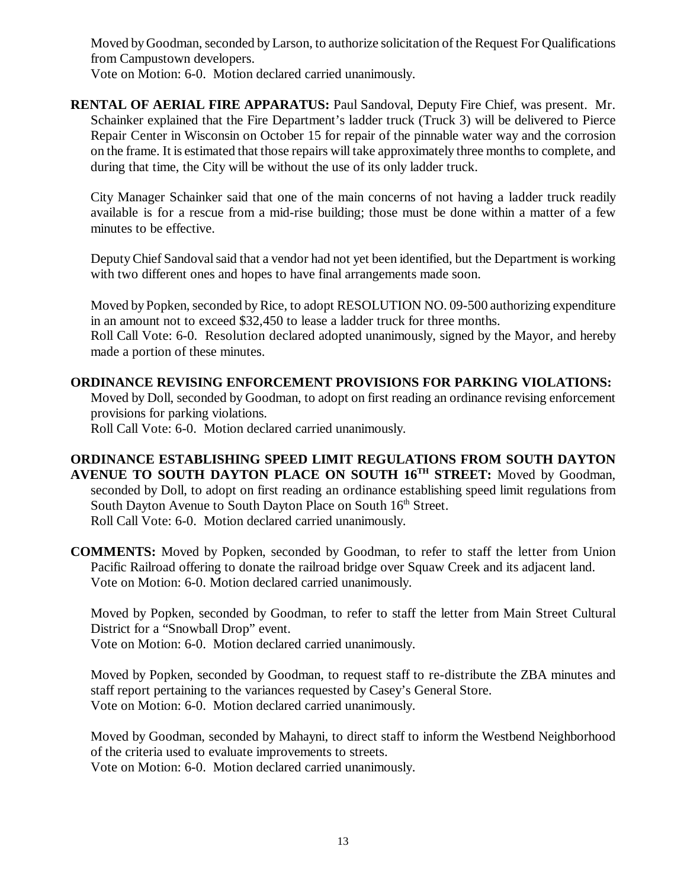Moved by Goodman, seconded by Larson, to authorize solicitation of the Request For Qualifications from Campustown developers.
Vote on Motion: 6-0. Motion declared carried unanimously.

**RENTAL OF AERIAL FIRE APPARATUS:** Paul Sandoval, Deputy Fire Chief, was present. Mr. Schainker explained that the Fire Department's ladder truck (Truck 3) will be delivered to Pierce Repair Center in Wisconsin on October 15 for repair of the pinnable water way and the corrosion on the frame. It is estimated that those repairs will take approximately three months to complete, and during that time, the City will be without the use of its only ladder truck.

City Manager Schainker said that one of the main concerns of not having a ladder truck readily available is for a rescue from a mid-rise building; those must be done within a matter of a few minutes to be effective.

Deputy Chief Sandoval said that a vendor had not yet been identified, but the Department is working with two different ones and hopes to have final arrangements made soon.

Moved by Popken, seconded by Rice, to adopt RESOLUTION NO. 09-500 authorizing expenditure in an amount not to exceed $32,450 to lease a ladder truck for three months.
Roll Call Vote: 6-0. Resolution declared adopted unanimously, signed by the Mayor, and hereby made a portion of these minutes.

**ORDINANCE REVISING ENFORCEMENT PROVISIONS FOR PARKING VIOLATIONS:** Moved by Doll, seconded by Goodman, to adopt on first reading an ordinance revising enforcement provisions for parking violations.
Roll Call Vote: 6-0. Motion declared carried unanimously.

**ORDINANCE ESTABLISHING SPEED LIMIT REGULATIONS FROM SOUTH DAYTON AVENUE TO SOUTH DAYTON PLACE ON SOUTH 16TH STREET:** Moved by Goodman, seconded by Doll, to adopt on first reading an ordinance establishing speed limit regulations from South Dayton Avenue to South Dayton Place on South 16th Street.
Roll Call Vote: 6-0. Motion declared carried unanimously.

**COMMENTS:** Moved by Popken, seconded by Goodman, to refer to staff the letter from Union Pacific Railroad offering to donate the railroad bridge over Squaw Creek and its adjacent land.
Vote on Motion: 6-0. Motion declared carried unanimously.

Moved by Popken, seconded by Goodman, to refer to staff the letter from Main Street Cultural District for a "Snowball Drop" event.
Vote on Motion: 6-0. Motion declared carried unanimously.

Moved by Popken, seconded by Goodman, to request staff to re-distribute the ZBA minutes and staff report pertaining to the variances requested by Casey's General Store.
Vote on Motion: 6-0. Motion declared carried unanimously.

Moved by Goodman, seconded by Mahayni, to direct staff to inform the Westbend Neighborhood of the criteria used to evaluate improvements to streets.
Vote on Motion: 6-0. Motion declared carried unanimously.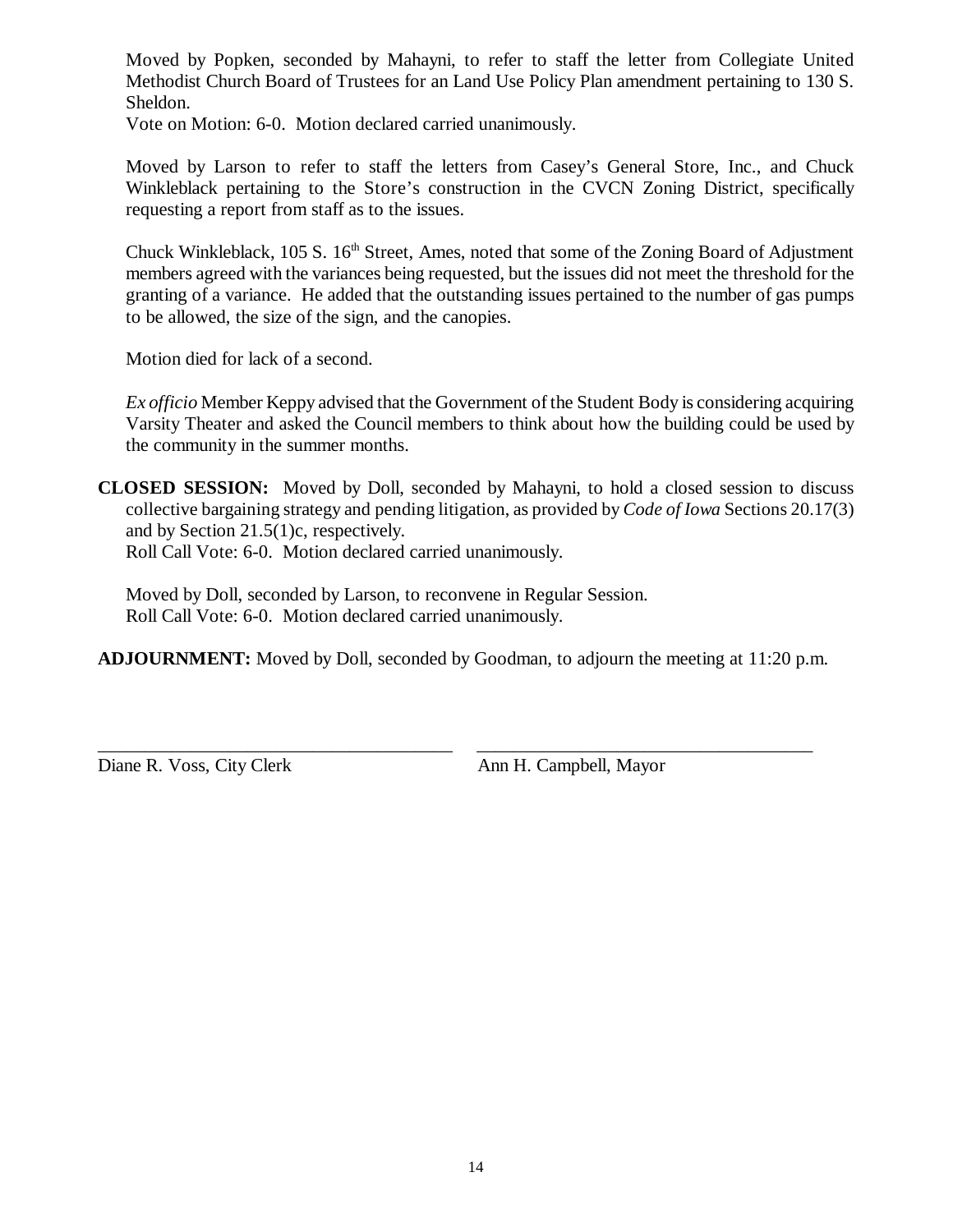Moved by Popken, seconded by Mahayni, to refer to staff the letter from Collegiate United Methodist Church Board of Trustees for an Land Use Policy Plan amendment pertaining to 130 S. Sheldon.

Vote on Motion: 6-0. Motion declared carried unanimously.

Moved by Larson to refer to staff the letters from Casey's General Store, Inc., and Chuck Winkleblack pertaining to the Store's construction in the CVCN Zoning District, specifically requesting a report from staff as to the issues.

Chuck Winkleblack, 105 S. 16th Street, Ames, noted that some of the Zoning Board of Adjustment members agreed with the variances being requested, but the issues did not meet the threshold for the granting of a variance. He added that the outstanding issues pertained to the number of gas pumps to be allowed, the size of the sign, and the canopies.

Motion died for lack of a second.

*Ex officio* Member Keppy advised that the Government of the Student Body is considering acquiring Varsity Theater and asked the Council members to think about how the building could be used by the community in the summer months.

**CLOSED SESSION:** Moved by Doll, seconded by Mahayni, to hold a closed session to discuss collective bargaining strategy and pending litigation, as provided by *Code of Iowa* Sections 20.17(3) and by Section 21.5(1)c, respectively.

Roll Call Vote: 6-0. Motion declared carried unanimously.

Moved by Doll, seconded by Larson, to reconvene in Regular Session.

Roll Call Vote: 6-0. Motion declared carried unanimously.

**ADJOURNMENT:** Moved by Doll, seconded by Goodman, to adjourn the meeting at 11:20 p.m.

\_\_\_\_\_\_\_\_\_\_\_\_\_\_\_\_\_\_\_\_\_\_\_\_\_\_\_\_\_\_\_\_\_\_\_\_ \_\_\_\_\_\_\_\_\_\_\_\_\_\_\_\_\_\_\_\_\_\_\_\_\_\_\_\_\_\_\_\_\_\_\_\_

Diane R. Voss, City Clerk — Ann H. Campbell, Mayor